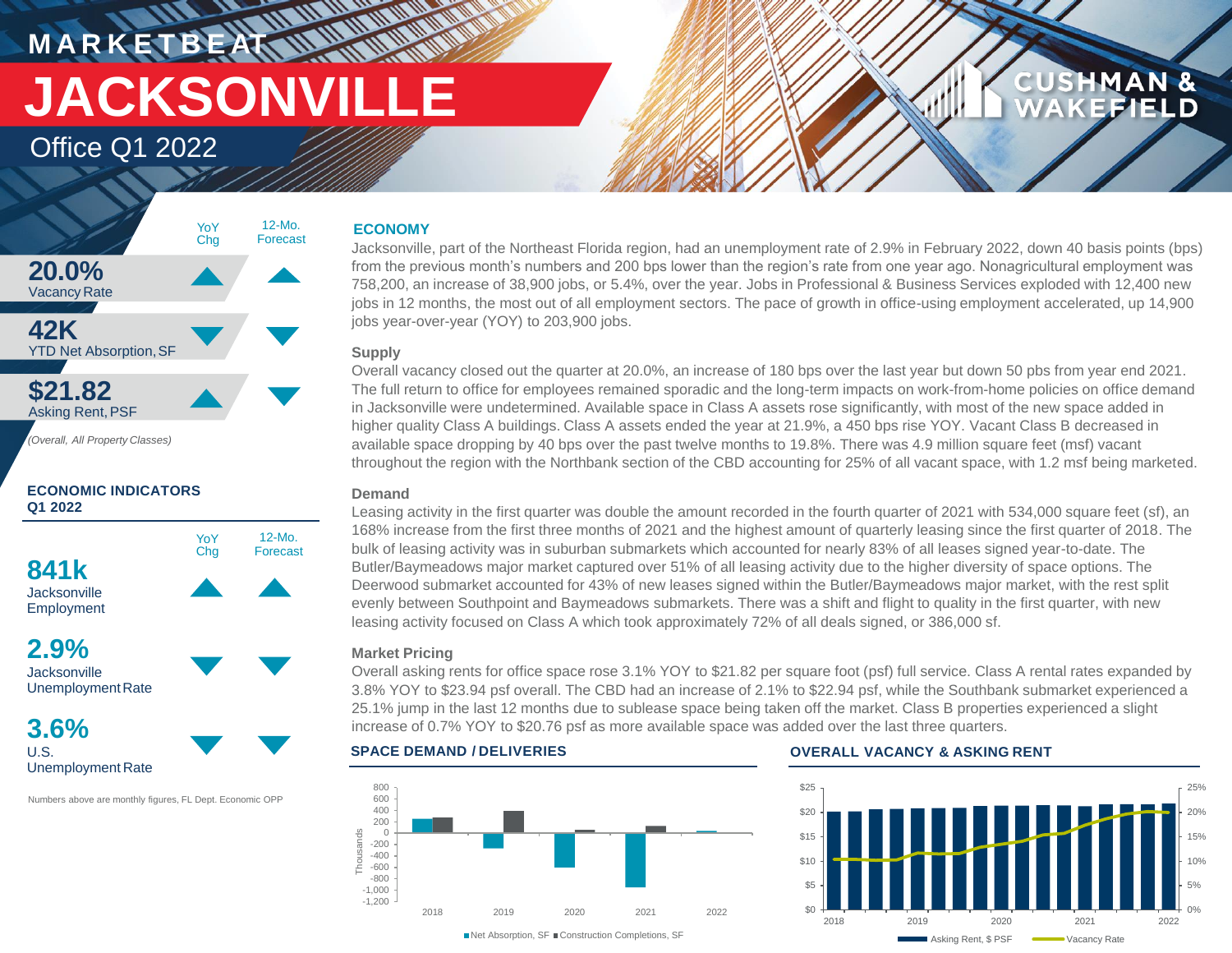# MARKETBEAT

# JACKSONVILLE

## Office Q1 2022

CUSHMAN & WAKEFIELD

| | YoY Chg | 12-Mo. Forecast |
|---|---|---|
| **20.0%** Vacancy Rate | ▲ | ▲ |
| **42K** YTD Net Absorption, SF | ▼ | ▼ |
| **$21.82** Asking Rent, PSF | ▲ | ▼ |

*(Overall, All Property Classes)*

### ECONOMIC INDICATORS Q1 2022

| | YoY Chg | 12-Mo. Forecast |
|---|---|---|
| **841k** Jacksonville Employment | ▲ | ▲ |
| **2.9%** Jacksonville Unemployment Rate | ▼ | ▼ |
| **3.6%** U.S. Unemployment Rate | ▼ | ▼ |

Numbers above are monthly figures, FL Dept. Economic OPP

### ECONOMY

Jacksonville, part of the Northeast Florida region, had an unemployment rate of 2.9% in February 2022, down 40 basis points (bps) from the previous month's numbers and 200 bps lower than the region's rate from one year ago. Nonagricultural employment was 758,200, an increase of 38,900 jobs, or 5.4%, over the year. Jobs in Professional & Business Services exploded with 12,400 new jobs in 12 months, the most out of all employment sectors. The pace of growth in office-using employment accelerated, up 14,900 jobs year-over-year (YOY) to 203,900 jobs.

### Supply

Overall vacancy closed out the quarter at 20.0%, an increase of 180 bps over the last year but down 50 pbs from year end 2021. The full return to office for employees remained sporadic and the long-term impacts on work-from-home policies on office demand in Jacksonville were undetermined. Available space in Class A assets rose significantly, with most of the new space added in higher quality Class A buildings. Class A assets ended the year at 21.9%, a 450 bps rise YOY. Vacant Class B decreased in available space dropping by 40 bps over the past twelve months to 19.8%. There was 4.9 million square feet (msf) vacant throughout the region with the Northbank section of the CBD accounting for 25% of all vacant space, with 1.2 msf being marketed.

### Demand

Leasing activity in the first quarter was double the amount recorded in the fourth quarter of 2021 with 534,000 square feet (sf), an 168% increase from the first three months of 2021 and the highest amount of quarterly leasing since the first quarter of 2018. The bulk of leasing activity was in suburban submarkets which accounted for nearly 83% of all leases signed year-to-date. The Butler/Baymeadows major market captured over 51% of all leasing activity due to the higher diversity of space options. The Deerwood submarket accounted for 43% of new leases signed within the Butler/Baymeadows major market, with the rest split evenly between Southpoint and Baymeadows submarkets. There was a shift and flight to quality in the first quarter, with new leasing activity focused on Class A which took approximately 72% of all deals signed, or 386,000 sf.

### Market Pricing

Overall asking rents for office space rose 3.1% YOY to $21.82 per square foot (psf) full service. Class A rental rates expanded by 3.8% YOY to $23.94 psf overall. The CBD had an increase of 2.1% to $22.94 psf, while the Southbank submarket experienced a 25.1% jump in the last 12 months due to sublease space being taken off the market. Class B properties experienced a slight increase of 0.7% YOY to $20.76 psf as more available space was added over the last three quarters.

### SPACE DEMAND / DELIVERIES

Net Absorption, SF / Construction Completions, SF (Thousands), 2018–2022

### OVERALL VACANCY & ASKING RENT

Asking Rent, $ PSF / Vacancy Rate, 2018–2022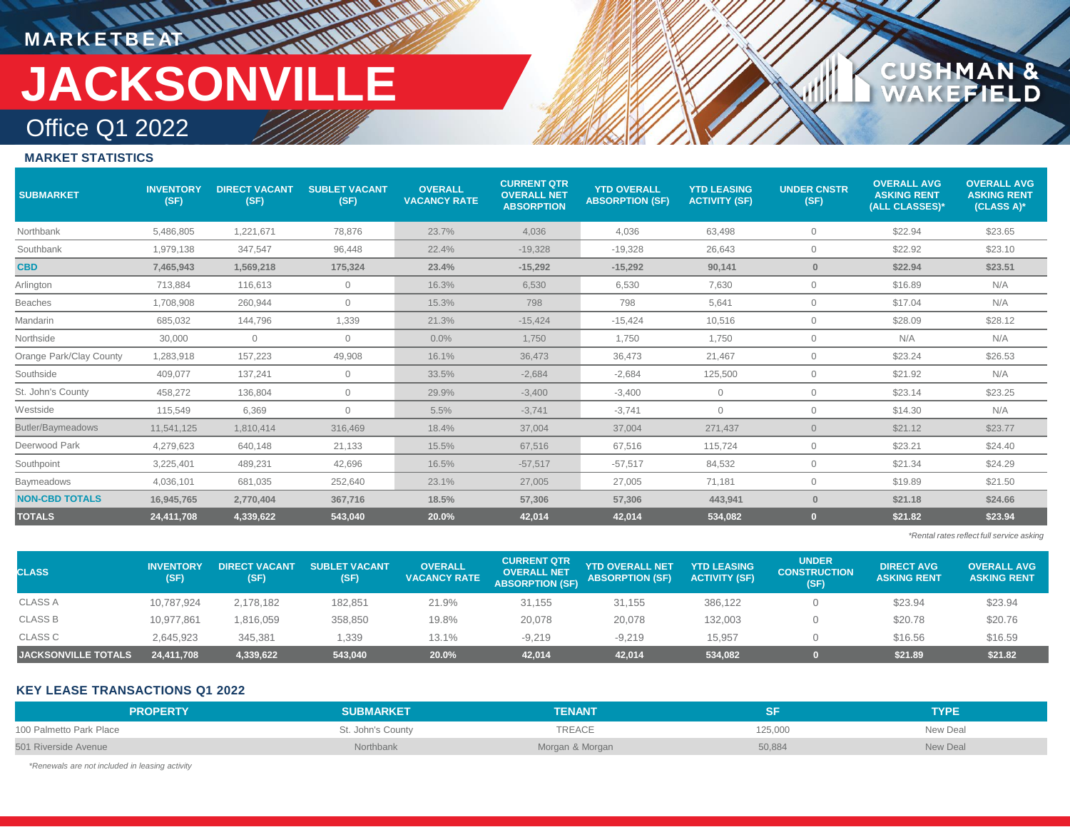# MARKETBEAT

# JACKSONVILLE

## Office Q1 2022

### MARKET STATISTICS

| SUBMARKET | INVENTORY (SF) | DIRECT VACANT (SF) | SUBLET VACANT (SF) | OVERALL VACANCY RATE | CURRENT QTR OVERALL NET ABSORPTION | YTD OVERALL ABSORPTION (SF) | YTD LEASING ACTIVITY (SF) | UNDER CNSTR (SF) | OVERALL AVG ASKING RENT (ALL CLASSES)* | OVERALL AVG ASKING RENT (CLASS A)* |
|---|---|---|---|---|---|---|---|---|---|---|
| Northbank | 5,486,805 | 1,221,671 | 78,876 | 23.7% | 4,036 | 4,036 | 63,498 | 0 | $22.94 | $23.65 |
| Southbank | 1,979,138 | 347,547 | 96,448 | 22.4% | -19,328 | -19,328 | 26,643 | 0 | $22.92 | $23.10 |
| **CBD** | **7,465,943** | **1,569,218** | **175,324** | **23.4%** | **-15,292** | **-15,292** | **90,141** | **0** | **$22.94** | **$23.51** |
| Arlington | 713,884 | 116,613 | 0 | 16.3% | 6,530 | 6,530 | 7,630 | 0 | $16.89 | N/A |
| Beaches | 1,708,908 | 260,944 | 0 | 15.3% | 798 | 798 | 5,641 | 0 | $17.04 | N/A |
| Mandarin | 685,032 | 144,796 | 1,339 | 21.3% | -15,424 | -15,424 | 10,516 | 0 | $28.09 | $28.12 |
| Northside | 30,000 | 0 | 0 | 0.0% | 1,750 | 1,750 | 1,750 | 0 | N/A | N/A |
| Orange Park/Clay County | 1,283,918 | 157,223 | 49,908 | 16.1% | 36,473 | 36,473 | 21,467 | 0 | $23.24 | $26.53 |
| Southside | 409,077 | 137,241 | 0 | 33.5% | -2,684 | -2,684 | 125,500 | 0 | $21.92 | N/A |
| St. John's County | 458,272 | 136,804 | 0 | 29.9% | -3,400 | -3,400 | 0 | 0 | $23.14 | $23.25 |
| Westside | 115,549 | 6,369 | 0 | 5.5% | -3,741 | -3,741 | 0 | 0 | $14.30 | N/A |
| Butler/Baymeadows | 11,541,125 | 1,810,414 | 316,469 | 18.4% | 37,004 | 37,004 | 271,437 | 0 | $21.12 | $23.77 |
| Deerwood Park | 4,279,623 | 640,148 | 21,133 | 15.5% | 67,516 | 67,516 | 115,724 | 0 | $23.21 | $24.40 |
| Southpoint | 3,225,401 | 489,231 | 42,696 | 16.5% | -57,517 | -57,517 | 84,532 | 0 | $21.34 | $24.29 |
| Baymeadows | 4,036,101 | 681,035 | 252,640 | 23.1% | 27,005 | 27,005 | 71,181 | 0 | $19.89 | $21.50 |
| **NON-CBD TOTALS** | **16,945,765** | **2,770,404** | **367,716** | **18.5%** | **57,306** | **57,306** | **443,941** | **0** | **$21.18** | **$24.66** |
| **TOTALS** | **24,411,708** | **4,339,622** | **543,040** | **20.0%** | **42,014** | **42,014** | **534,082** | **0** | **$21.82** | **$23.94** |

*Rental rates reflect full service asking

| CLASS | INVENTORY (SF) | DIRECT VACANT (SF) | SUBLET VACANT (SF) | OVERALL VACANCY RATE | CURRENT QTR OVERALL NET ABSORPTION (SF) | YTD OVERALL NET ABSORPTION (SF) | YTD LEASING ACTIVITY (SF) | UNDER CONSTRUCTION (SF) | DIRECT AVG ASKING RENT | OVERALL AVG ASKING RENT |
|---|---|---|---|---|---|---|---|---|---|---|
| CLASS A | 10,787,924 | 2,178,182 | 182,851 | 21.9% | 31,155 | 31,155 | 386,122 | 0 | $23.94 | $23.94 |
| CLASS B | 10,977,861 | 1,816,059 | 358,850 | 19.8% | 20,078 | 20,078 | 132,003 | 0 | $20.78 | $20.76 |
| CLASS C | 2,645,923 | 345,381 | 1,339 | 13.1% | -9,219 | -9,219 | 15,957 | 0 | $16.56 | $16.59 |
| **JACKSONVILLE TOTALS** | **24,411,708** | **4,339,622** | **543,040** | **20.0%** | **42,014** | **42,014** | **534,082** | **0** | **$21.89** | **$21.82** |

### KEY LEASE TRANSACTIONS Q1 2022

| PROPERTY | SUBMARKET | TENANT | SF | TYPE |
|---|---|---|---|---|
| 100 Palmetto Park Place | St. John's County | TREACE | 125,000 | New Deal |
| 501 Riverside Avenue | Northbank | Morgan & Morgan | 50,884 | New Deal |

*Renewals are not included in leasing activity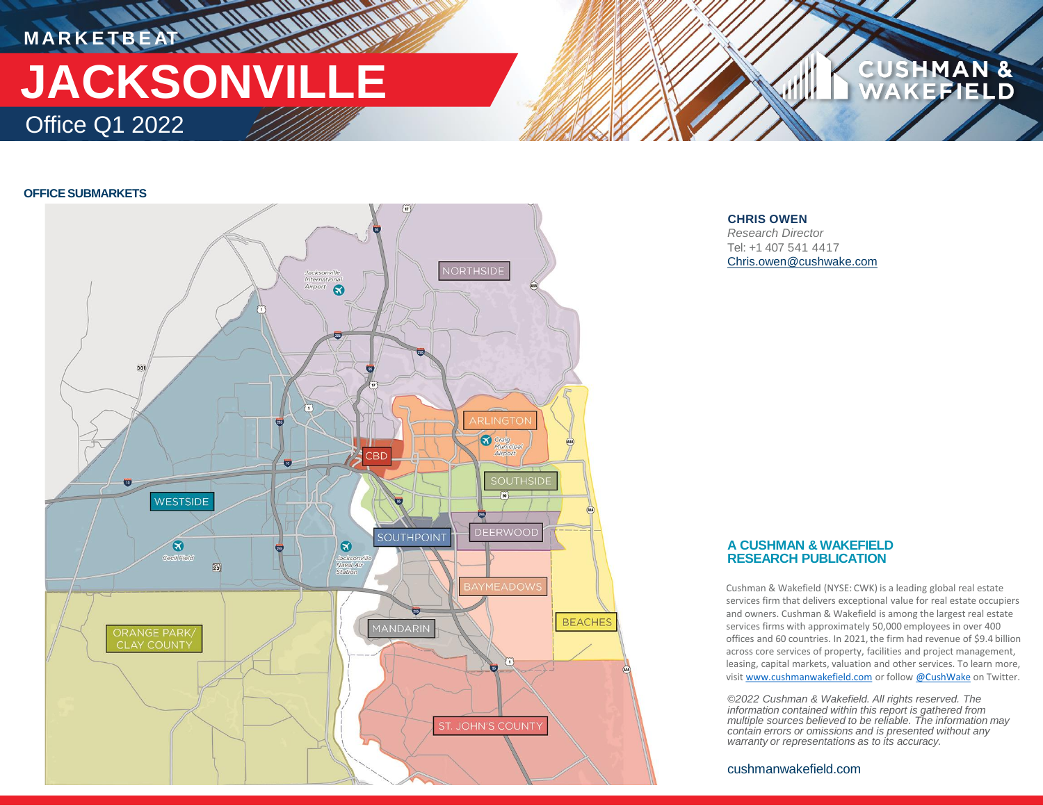MARKETBEAT

# JACKSONVILLE

Office Q1 2022

CUSHMAN & WAKEFIELD

## OFFICE SUBMARKETS

NORTHSIDE
ARLINGTON
CBD
SOUTHSIDE
WESTSIDE
SOUTHPOINT
DEERWOOD
BAYMEADOWS
BEACHES
MANDARIN
ORANGE PARK/ CLAY COUNTY
ST. JOHN'S COUNTY
Jacksonville International Airport
Craig Municipal Airport
Cecil Field
Jacksonville Naval Air Station

**CHRIS OWEN**
*Research Director*
Tel: +1 407 541 4417
Chris.owen@cushwake.com

### A CUSHMAN & WAKEFIELD RESEARCH PUBLICATION

Cushman & Wakefield (NYSE: CWK) is a leading global real estate services firm that delivers exceptional value for real estate occupiers and owners. Cushman & Wakefield is among the largest real estate services firms with approximately 50,000 employees in over 400 offices and 60 countries. In 2021, the firm had revenue of $9.4 billion across core services of property, facilities and project management, leasing, capital markets, valuation and other services. To learn more, visit www.cushmanwakefield.com or follow @CushWake on Twitter.

*©2022 Cushman & Wakefield. All rights reserved. The information contained within this report is gathered from multiple sources believed to be reliable. The information may contain errors or omissions and is presented without any warranty or representations as to its accuracy.*

cushmanwakefield.com